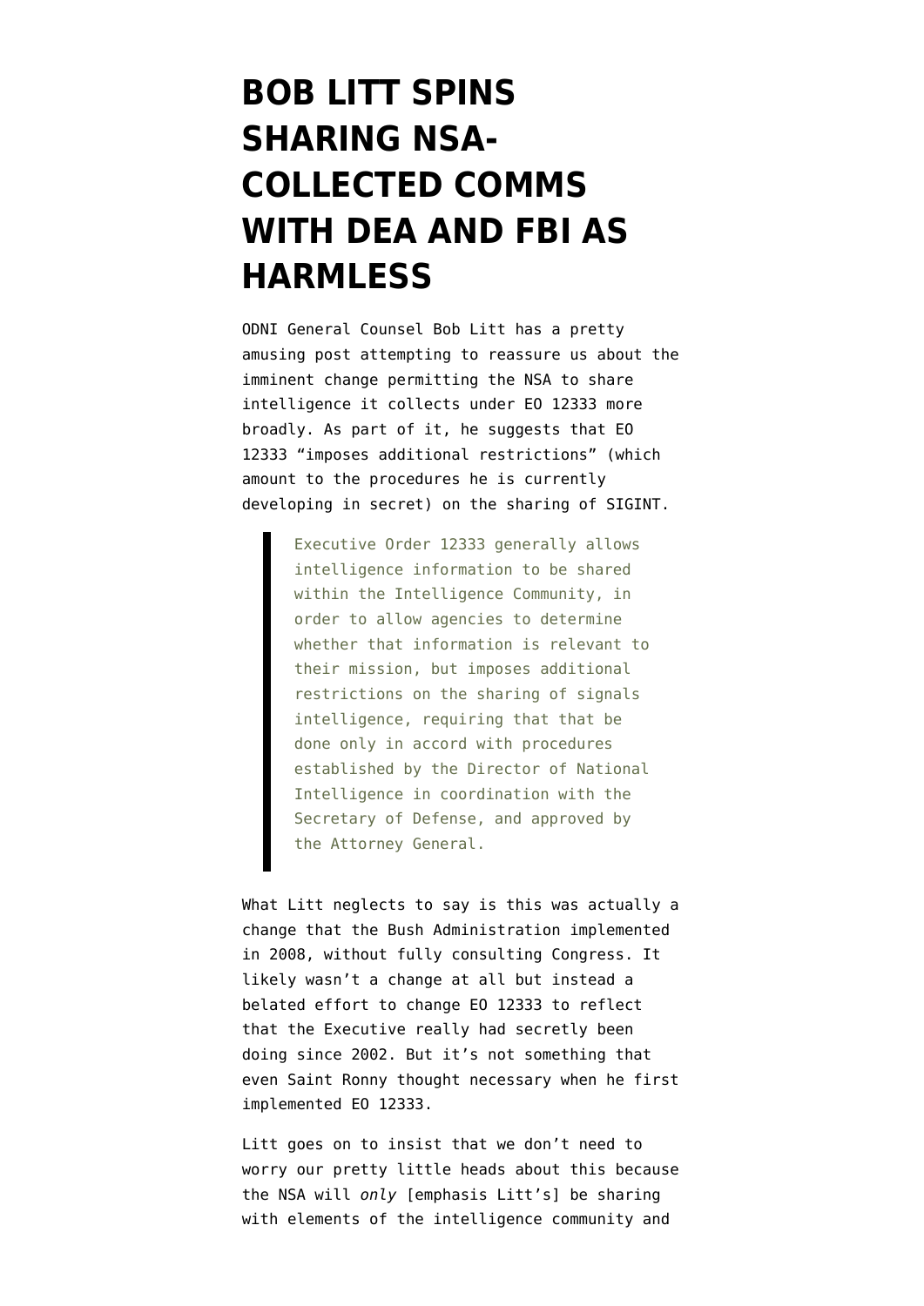# BOB LITT SPINS SHARING NSA-COLLECTED COMMS WITH DEA AND FBI AS HARMLESS

ODNI General Counsel Bob Litt has a pretty amusing post attempting to reassure us about the imminent change permitting the NSA to share intelligence it collects under EO 12333 more broadly. As part of it, he suggests that EO 12333 "imposes additional restrictions" (which amount to the procedures he is currently developing in secret) on the sharing of SIGINT.

> Executive Order 12333 generally allows intelligence information to be shared within the Intelligence Community, in order to allow agencies to determine whether that information is relevant to their mission, but imposes additional restrictions on the sharing of signals intelligence, requiring that that be done only in accord with procedures established by the Director of National Intelligence in coordination with the Secretary of Defense, and approved by the Attorney General.

What Litt neglects to say is this was actually a change that the Bush Administration implemented in 2008, without fully consulting Congress. It likely wasn't a change at all but instead a belated effort to change EO 12333 to reflect that the Executive really had secretly been doing since 2002. But it's not something that even Saint Ronny thought necessary when he first implemented EO 12333.

Litt goes on to insist that we don't need to worry our pretty little heads about this because the NSA will *only* [emphasis Litt's] be sharing with elements of the intelligence community and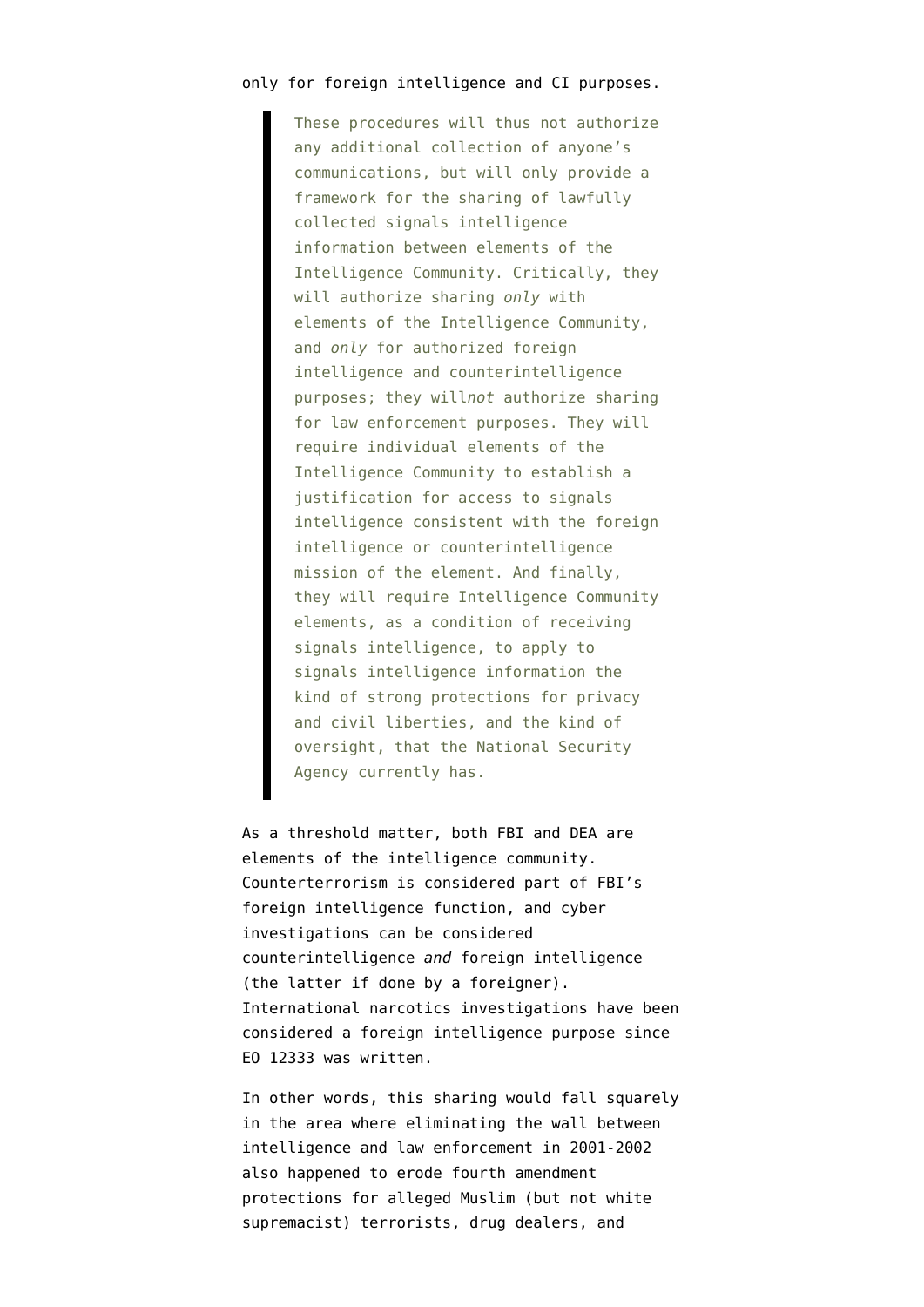only for foreign intelligence and CI purposes.

> These procedures will thus not authorize any additional collection of anyone's communications, but will only provide a framework for the sharing of lawfully collected signals intelligence information between elements of the Intelligence Community. Critically, they will authorize sharing *only* with elements of the Intelligence Community, and *only* for authorized foreign intelligence and counterintelligence purposes; they will*not* authorize sharing for law enforcement purposes. They will require individual elements of the Intelligence Community to establish a justification for access to signals intelligence consistent with the foreign intelligence or counterintelligence mission of the element. And finally, they will require Intelligence Community elements, as a condition of receiving signals intelligence, to apply to signals intelligence information the kind of strong protections for privacy and civil liberties, and the kind of oversight, that the National Security Agency currently has.

As a threshold matter, both FBI and DEA are elements of the intelligence community. Counterterrorism is considered part of FBI's foreign intelligence function, and cyber investigations can be considered counterintelligence *and* foreign intelligence (the latter if done by a foreigner). International narcotics investigations have been considered a foreign intelligence purpose since EO 12333 was written.

In other words, this sharing would fall squarely in the area where eliminating the wall between intelligence and law enforcement in 2001-2002 also happened to erode fourth amendment protections for alleged Muslim (but not white supremacist) terrorists, drug dealers, and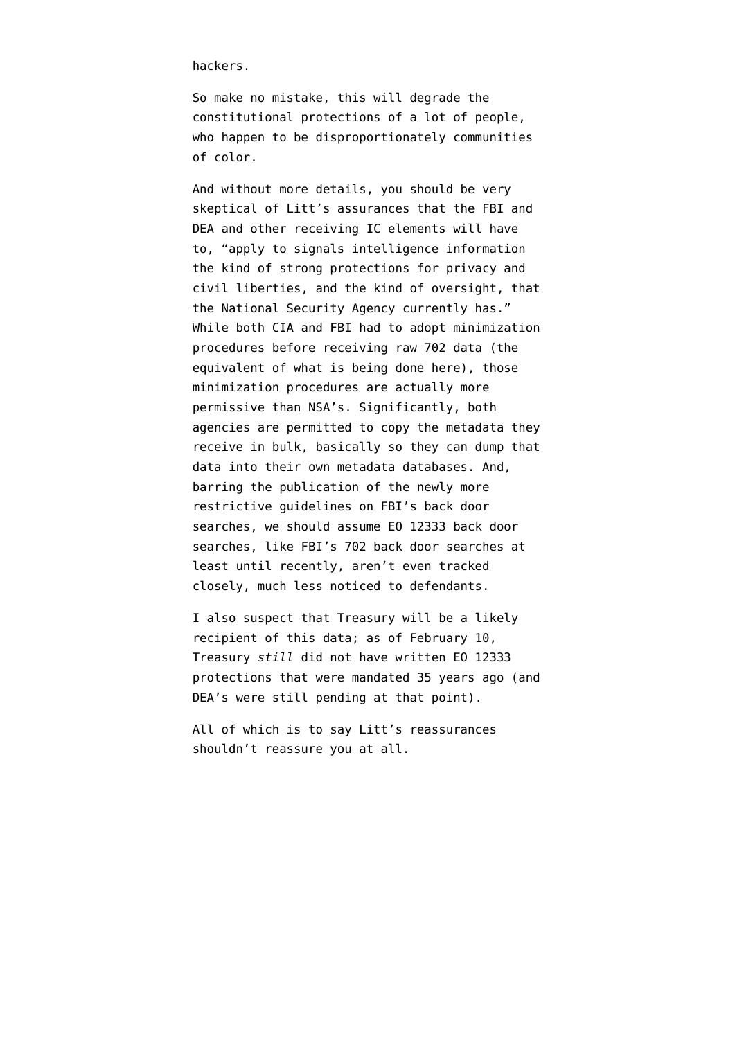hackers.

So make no mistake, this will degrade the constitutional protections of a lot of people, who happen to be disproportionately communities of color.

And without more details, you should be very skeptical of Litt's assurances that the FBI and DEA and other receiving IC elements will have to, "apply to signals intelligence information the kind of strong protections for privacy and civil liberties, and the kind of oversight, that the National Security Agency currently has." While both CIA and FBI had to adopt minimization procedures before receiving raw 702 data (the equivalent of what is being done here), those minimization procedures are actually more permissive than NSA's. Significantly, both agencies are permitted to copy the metadata they receive in bulk, basically so they can dump that data into their own metadata databases. And, barring the publication of the newly more restrictive guidelines on FBI's back door searches, we should assume EO 12333 back door searches, like FBI's 702 back door searches at least until recently, aren't even tracked closely, much less noticed to defendants.

I also suspect that Treasury will be a likely recipient of this data; as of February 10, Treasury *still* did not have written EO 12333 protections that were mandated 35 years ago (and DEA's were still pending at that point).

All of which is to say Litt's reassurances shouldn't reassure you at all.